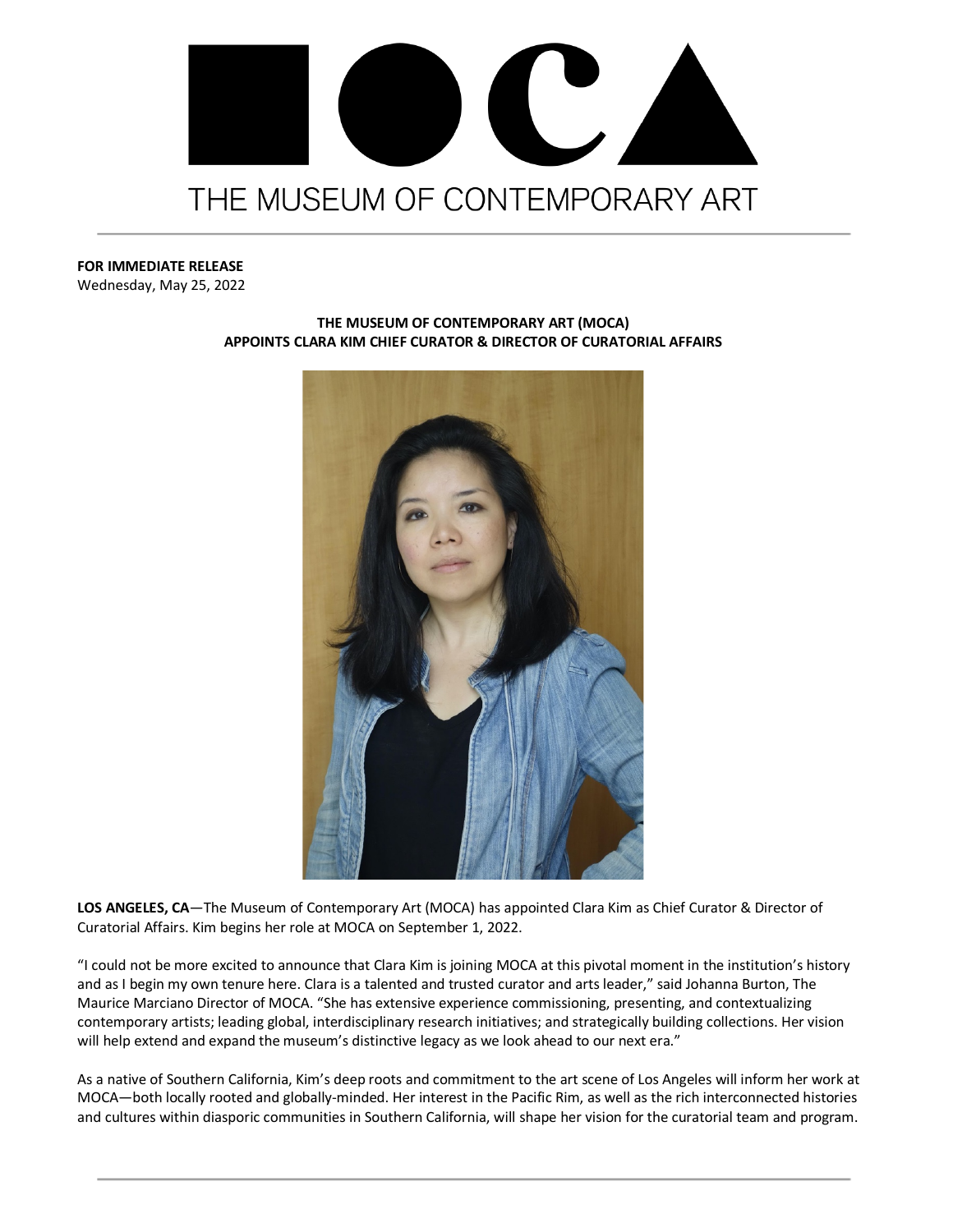# THE MUSEUM OF CONTEMPORARY ART

**FOR IMMEDIATE RELEASE**
Wednesday, May 25, 2022

**THE MUSEUM OF CONTEMPORARY ART (MOCA) APPOINTS CLARA KIM CHIEF CURATOR & DIRECTOR OF CURATORIAL AFFAIRS**

**LOS ANGELES, CA**—The Museum of Contemporary Art (MOCA) has appointed Clara Kim as Chief Curator & Director of Curatorial Affairs. Kim begins her role at MOCA on September 1, 2022.

"I could not be more excited to announce that Clara Kim is joining MOCA at this pivotal moment in the institution's history and as I begin my own tenure here. Clara is a talented and trusted curator and arts leader," said Johanna Burton, The Maurice Marciano Director of MOCA. "She has extensive experience commissioning, presenting, and contextualizing contemporary artists; leading global, interdisciplinary research initiatives; and strategically building collections. Her vision will help extend and expand the museum's distinctive legacy as we look ahead to our next era."

As a native of Southern California, Kim's deep roots and commitment to the art scene of Los Angeles will inform her work at MOCA—both locally rooted and globally-minded. Her interest in the Pacific Rim, as well as the rich interconnected histories and cultures within diasporic communities in Southern California, will shape her vision for the curatorial team and program.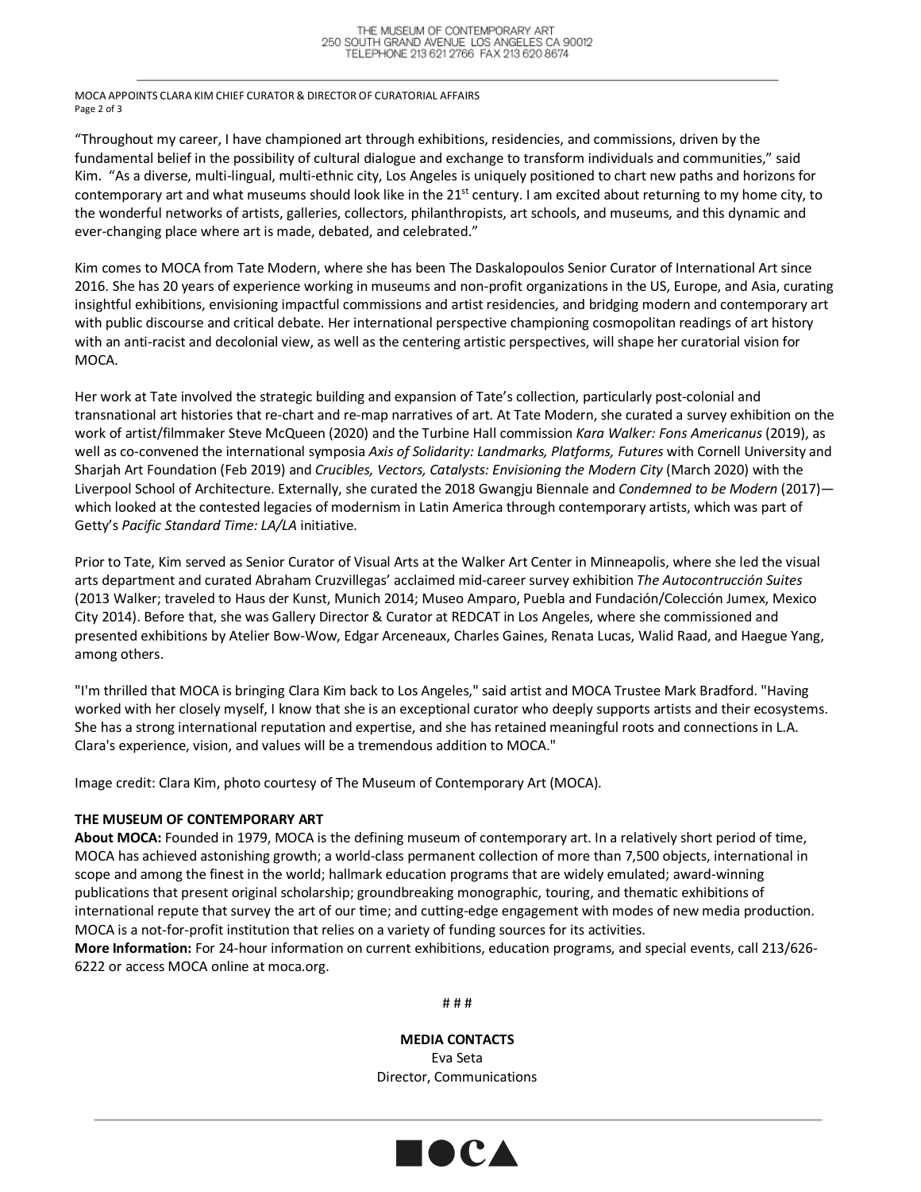"Throughout my career, I have championed art through exhibitions, residencies, and commissions, driven by the fundamental belief in the possibility of cultural dialogue and exchange to transform individuals and communities," said Kim. "As a diverse, multi-lingual, multi-ethnic city, Los Angeles is uniquely positioned to chart new paths and horizons for contemporary art and what museums should look like in the 21st century. I am excited about returning to my home city, to the wonderful networks of artists, galleries, collectors, philanthropists, art schools, and museums, and this dynamic and ever-changing place where art is made, debated, and celebrated."

Kim comes to MOCA from Tate Modern, where she has been The Daskalopoulos Senior Curator of International Art since 2016. She has 20 years of experience working in museums and non-profit organizations in the US, Europe, and Asia, curating insightful exhibitions, envisioning impactful commissions and artist residencies, and bridging modern and contemporary art with public discourse and critical debate. Her international perspective championing cosmopolitan readings of art history with an anti-racist and decolonial view, as well as the centering artistic perspectives, will shape her curatorial vision for MOCA.

Her work at Tate involved the strategic building and expansion of Tate's collection, particularly post-colonial and transnational art histories that re-chart and re-map narratives of art. At Tate Modern, she curated a survey exhibition on the work of artist/filmmaker Steve McQueen (2020) and the Turbine Hall commission *Kara Walker: Fons Americanus* (2019), as well as co-convened the international symposia *Axis of Solidarity: Landmarks, Platforms, Futures* with Cornell University and Sharjah Art Foundation (Feb 2019) and *Crucibles, Vectors, Catalysts: Envisioning the Modern City* (March 2020) with the Liverpool School of Architecture. Externally, she curated the 2018 Gwangju Biennale and *Condemned to be Modern* (2017)—which looked at the contested legacies of modernism in Latin America through contemporary artists, which was part of Getty's *Pacific Standard Time: LA/LA* initiative.

Prior to Tate, Kim served as Senior Curator of Visual Arts at the Walker Art Center in Minneapolis, where she led the visual arts department and curated Abraham Cruzvillegas' acclaimed mid-career survey exhibition *The Autocontrucción Suites* (2013 Walker; traveled to Haus der Kunst, Munich 2014; Museo Amparo, Puebla and Fundación/Colección Jumex, Mexico City 2014). Before that, she was Gallery Director & Curator at REDCAT in Los Angeles, where she commissioned and presented exhibitions by Atelier Bow-Wow, Edgar Arceneaux, Charles Gaines, Renata Lucas, Walid Raad, and Haegue Yang, among others.

"I'm thrilled that MOCA is bringing Clara Kim back to Los Angeles," said artist and MOCA Trustee Mark Bradford. "Having worked with her closely myself, I know that she is an exceptional curator who deeply supports artists and their ecosystems. She has a strong international reputation and expertise, and she has retained meaningful roots and connections in L.A. Clara's experience, vision, and values will be a tremendous addition to MOCA."

Image credit: Clara Kim, photo courtesy of The Museum of Contemporary Art (MOCA).

**THE MUSEUM OF CONTEMPORARY ART**

**About MOCA:** Founded in 1979, MOCA is the defining museum of contemporary art. In a relatively short period of time, MOCA has achieved astonishing growth; a world-class permanent collection of more than 7,500 objects, international in scope and among the finest in the world; hallmark education programs that are widely emulated; award-winning publications that present original scholarship; groundbreaking monographic, touring, and thematic exhibitions of international repute that survey the art of our time; and cutting-edge engagement with modes of new media production. MOCA is a not-for-profit institution that relies on a variety of funding sources for its activities.

**More Information:** For 24-hour information on current exhibitions, education programs, and special events, call 213/626-6222 or access MOCA online at moca.org.

# # #

**MEDIA CONTACTS**

Eva Seta

Director, Communications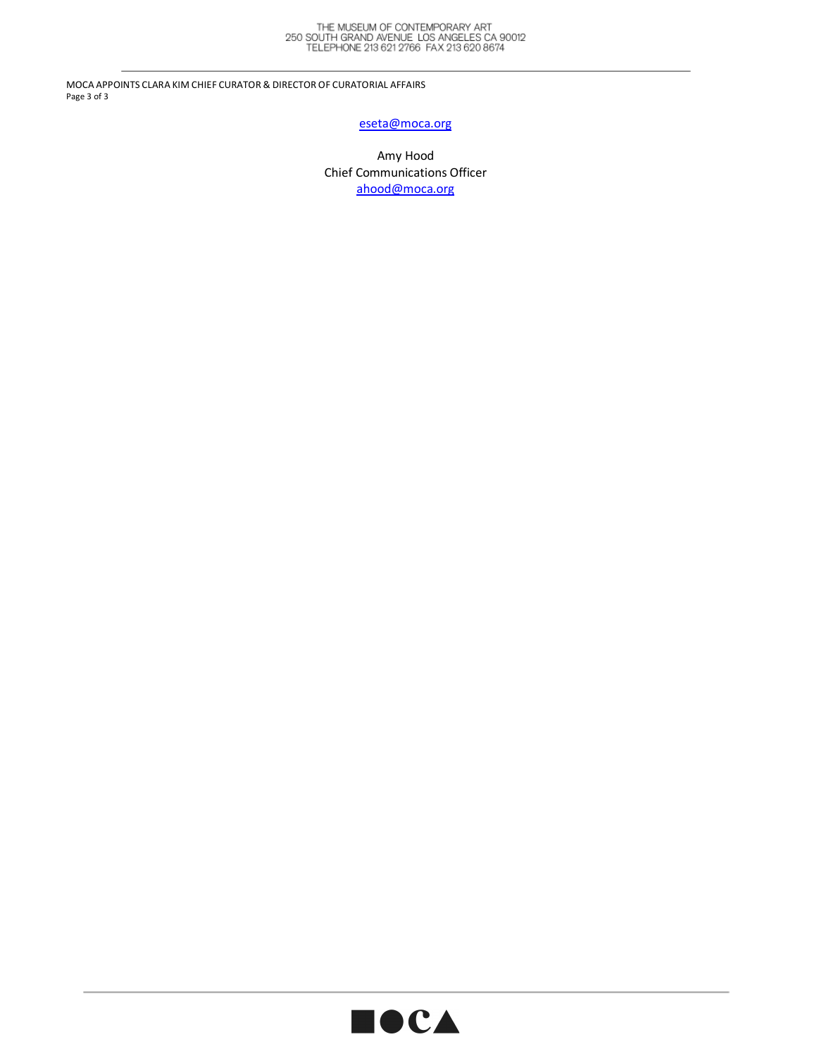eseta@moca.org

Amy Hood
Chief Communications Officer
ahood@moca.org